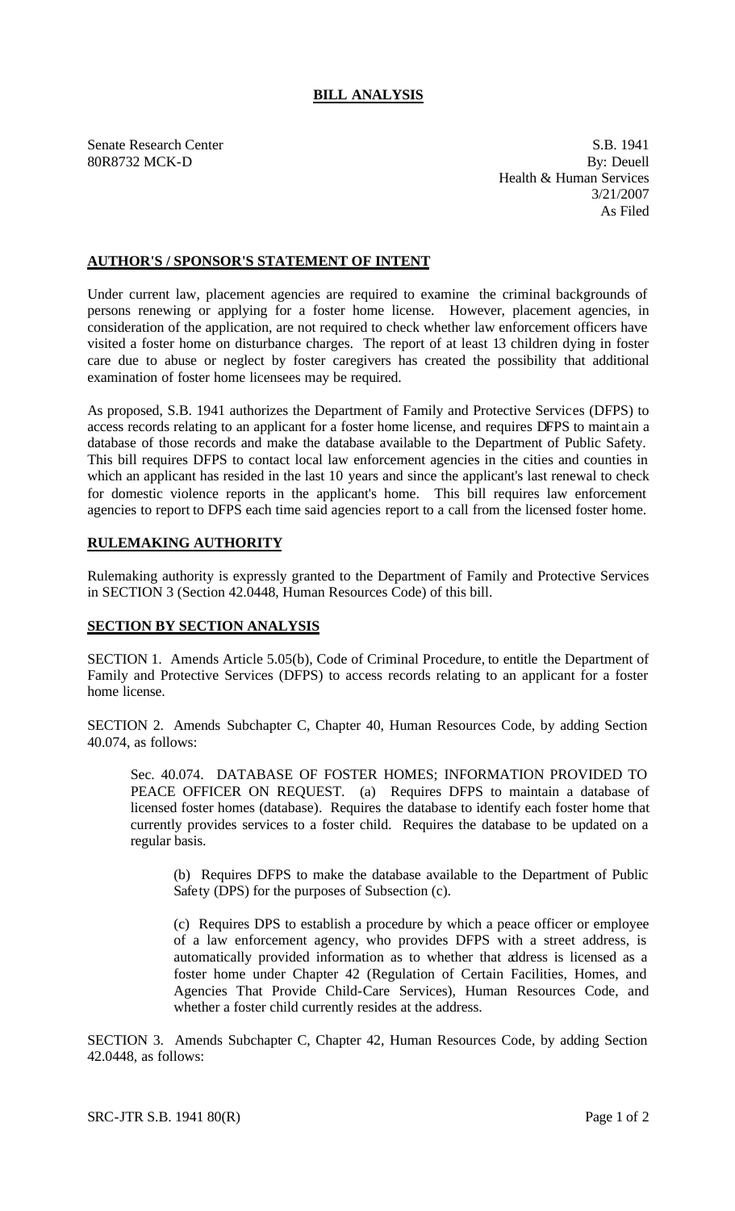# BILL ANALYSIS

Senate Research Center
80R8732 MCK-D

S.B. 1941
By: Deuell
Health & Human Services
3/21/2007
As Filed

## AUTHOR'S / SPONSOR'S STATEMENT OF INTENT

Under current law, placement agencies are required to examine the criminal backgrounds of persons renewing or applying for a foster home license. However, placement agencies, in consideration of the application, are not required to check whether law enforcement officers have visited a foster home on disturbance charges. The report of at least 13 children dying in foster care due to abuse or neglect by foster caregivers has created the possibility that additional examination of foster home licensees may be required.

As proposed, S.B. 1941 authorizes the Department of Family and Protective Services (DFPS) to access records relating to an applicant for a foster home license, and requires DFPS to maintain a database of those records and make the database available to the Department of Public Safety. This bill requires DFPS to contact local law enforcement agencies in the cities and counties in which an applicant has resided in the last 10 years and since the applicant's last renewal to check for domestic violence reports in the applicant's home. This bill requires law enforcement agencies to report to DFPS each time said agencies report to a call from the licensed foster home.

## RULEMAKING AUTHORITY

Rulemaking authority is expressly granted to the Department of Family and Protective Services in SECTION 3 (Section 42.0448, Human Resources Code) of this bill.

## SECTION BY SECTION ANALYSIS

SECTION 1. Amends Article 5.05(b), Code of Criminal Procedure, to entitle the Department of Family and Protective Services (DFPS) to access records relating to an applicant for a foster home license.

SECTION 2. Amends Subchapter C, Chapter 40, Human Resources Code, by adding Section 40.074, as follows:

Sec. 40.074. DATABASE OF FOSTER HOMES; INFORMATION PROVIDED TO PEACE OFFICER ON REQUEST. (a) Requires DFPS to maintain a database of licensed foster homes (database). Requires the database to identify each foster home that currently provides services to a foster child. Requires the database to be updated on a regular basis.

(b) Requires DFPS to make the database available to the Department of Public Safety (DPS) for the purposes of Subsection (c).

(c) Requires DPS to establish a procedure by which a peace officer or employee of a law enforcement agency, who provides DFPS with a street address, is automatically provided information as to whether that address is licensed as a foster home under Chapter 42 (Regulation of Certain Facilities, Homes, and Agencies That Provide Child-Care Services), Human Resources Code, and whether a foster child currently resides at the address.

SECTION 3. Amends Subchapter C, Chapter 42, Human Resources Code, by adding Section 42.0448, as follows: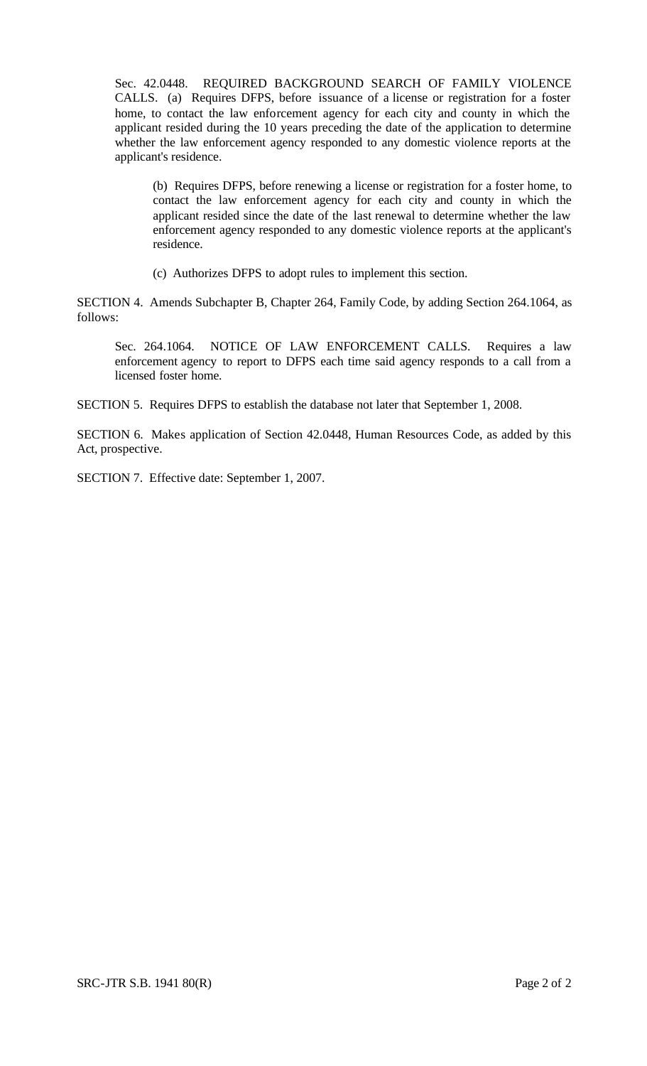Sec. 42.0448. REQUIRED BACKGROUND SEARCH OF FAMILY VIOLENCE CALLS. (a) Requires DFPS, before issuance of a license or registration for a foster home, to contact the law enforcement agency for each city and county in which the applicant resided during the 10 years preceding the date of the application to determine whether the law enforcement agency responded to any domestic violence reports at the applicant's residence.

(b) Requires DFPS, before renewing a license or registration for a foster home, to contact the law enforcement agency for each city and county in which the applicant resided since the date of the last renewal to determine whether the law enforcement agency responded to any domestic violence reports at the applicant's residence.

(c) Authorizes DFPS to adopt rules to implement this section.

SECTION 4. Amends Subchapter B, Chapter 264, Family Code, by adding Section 264.1064, as follows:

Sec. 264.1064. NOTICE OF LAW ENFORCEMENT CALLS. Requires a law enforcement agency to report to DFPS each time said agency responds to a call from a licensed foster home.

SECTION 5. Requires DFPS to establish the database not later that September 1, 2008.

SECTION 6. Makes application of Section 42.0448, Human Resources Code, as added by this Act, prospective.

SECTION 7. Effective date: September 1, 2007.